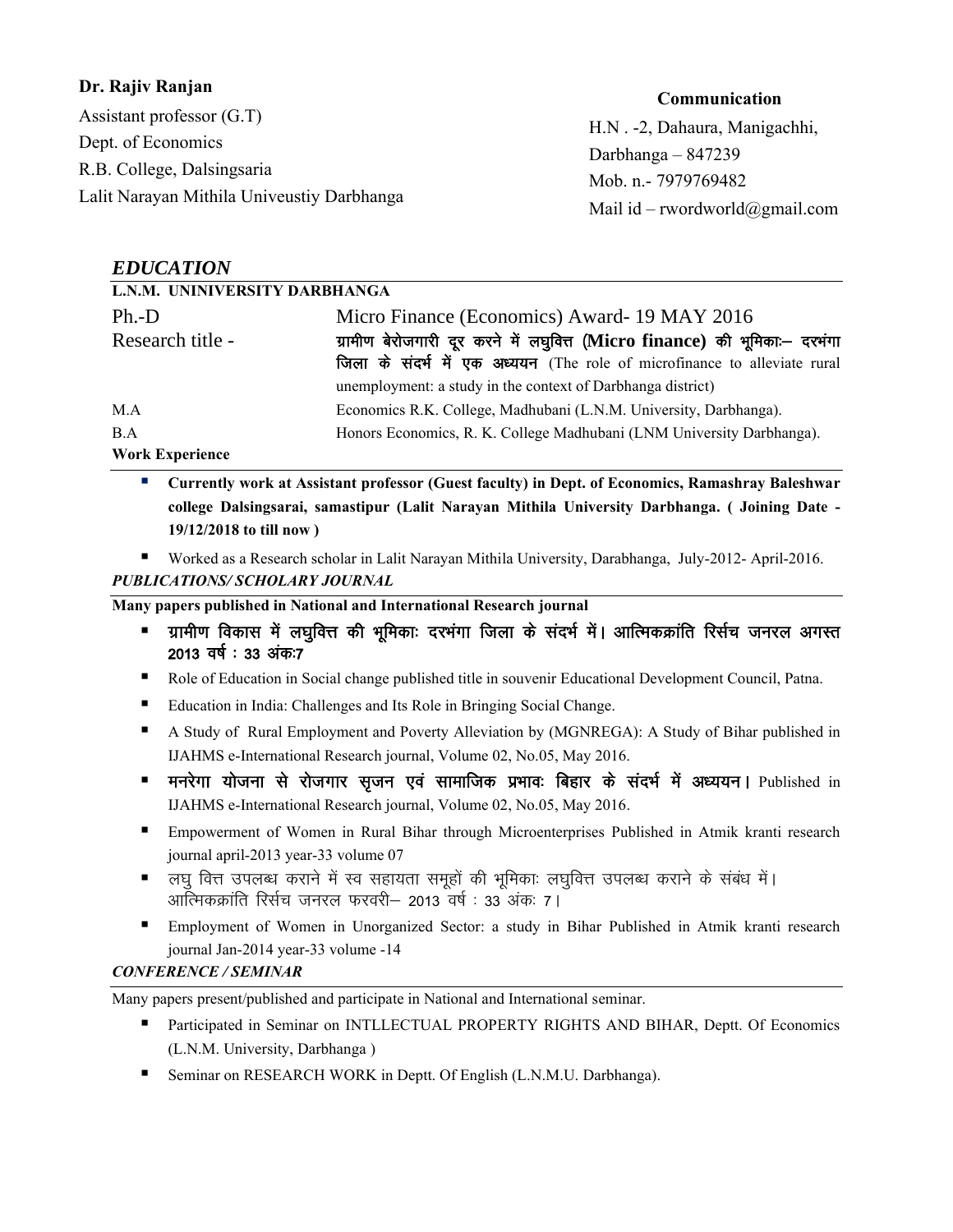**Dr. Rajiv Ranjan**

Assistant professor (G.T)
Dept. of Economics
R.B. College, Dalsingsaria
Lalit Narayan Mithila Univeustiy Darbhanga

**Communication**

H.N . -2, Dahaura, Manigachhi,
Darbhanga – 847239
Mob. n.- 7979769482
Mail id – rwordworld@gmail.com

## *EDUCATION*

**L.N.M. UNINIVERSITY DARBHANGA**

| | |
|---|---|
| Ph.-D | Micro Finance (Economics) Award- 19 MAY 2016 |
| Research title - | **ग्रामीण बेरोजगारी दूर करने में लघुवित्त (Micro finance) की भूमिकाः– दरभंगा जिला के संदर्भ में एक अध्ययन** (The role of microfinance to alleviate rural unemployment: a study in the context of Darbhanga district) |
| M.A | Economics R.K. College, Madhubani (L.N.M. University, Darbhanga). |
| B.A | Honors Economics, R. K. College Madhubani (LNM University Darbhanga). |

**Work Experience**

- **Currently work at Assistant professor (Guest faculty) in Dept. of Economics, Ramashray Baleshwar college Dalsingsarai, samastipur (Lalit Narayan Mithila University Darbhanga. ( Joining Date - 19/12/2018 to till now )**
- Worked as a Research scholar in Lalit Narayan Mithila University, Darabhanga, July-2012- April-2016.

## *PUBLICATIONS/ SCHOLARY JOURNAL*

**Many papers published in National and International Research journal**

- **ग्रामीण विकास में लघुवित्त की भूमिकाः दरभंगा जिला के संदर्भ में। आत्मिकक्रांति रिर्सच जनरल अगस्त 2013 वर्ष : 33 अंकः7**
- Role of Education in Social change published title in souvenir Educational Development Council, Patna.
- Education in India: Challenges and Its Role in Bringing Social Change.
- A Study of Rural Employment and Poverty Alleviation by (MGNREGA): A Study of Bihar published in IJAHMS e-International Research journal, Volume 02, No.05, May 2016.
- **मनरेगा योजना से रोजगार सृजन एवं सामाजिक प्रभावः बिहार के संदर्भ में अध्ययन।** Published in IJAHMS e-International Research journal, Volume 02, No.05, May 2016.
- Empowerment of Women in Rural Bihar through Microenterprises Published in Atmik kranti research journal april-2013 year-33 volume 07
- लघु वित्त उपलब्ध कराने में स्व सहायता समूहों की भूमिकाः लघुवित्त उपलब्ध कराने के संबंध में। आत्मिकक्रांति रिर्सच जनरल फरवरी– 2013 वर्ष : 33 अंकः 7।
- Employment of Women in Unorganized Sector: a study in Bihar Published in Atmik kranti research journal Jan-2014 year-33 volume -14

## *CONFERENCE / SEMINAR*

Many papers present/published and participate in National and International seminar.

- Participated in Seminar on INTLLECTUAL PROPERTY RIGHTS AND BIHAR, Deptt. Of Economics (L.N.M. University, Darbhanga )
- Seminar on RESEARCH WORK in Deptt. Of English (L.N.M.U. Darbhanga).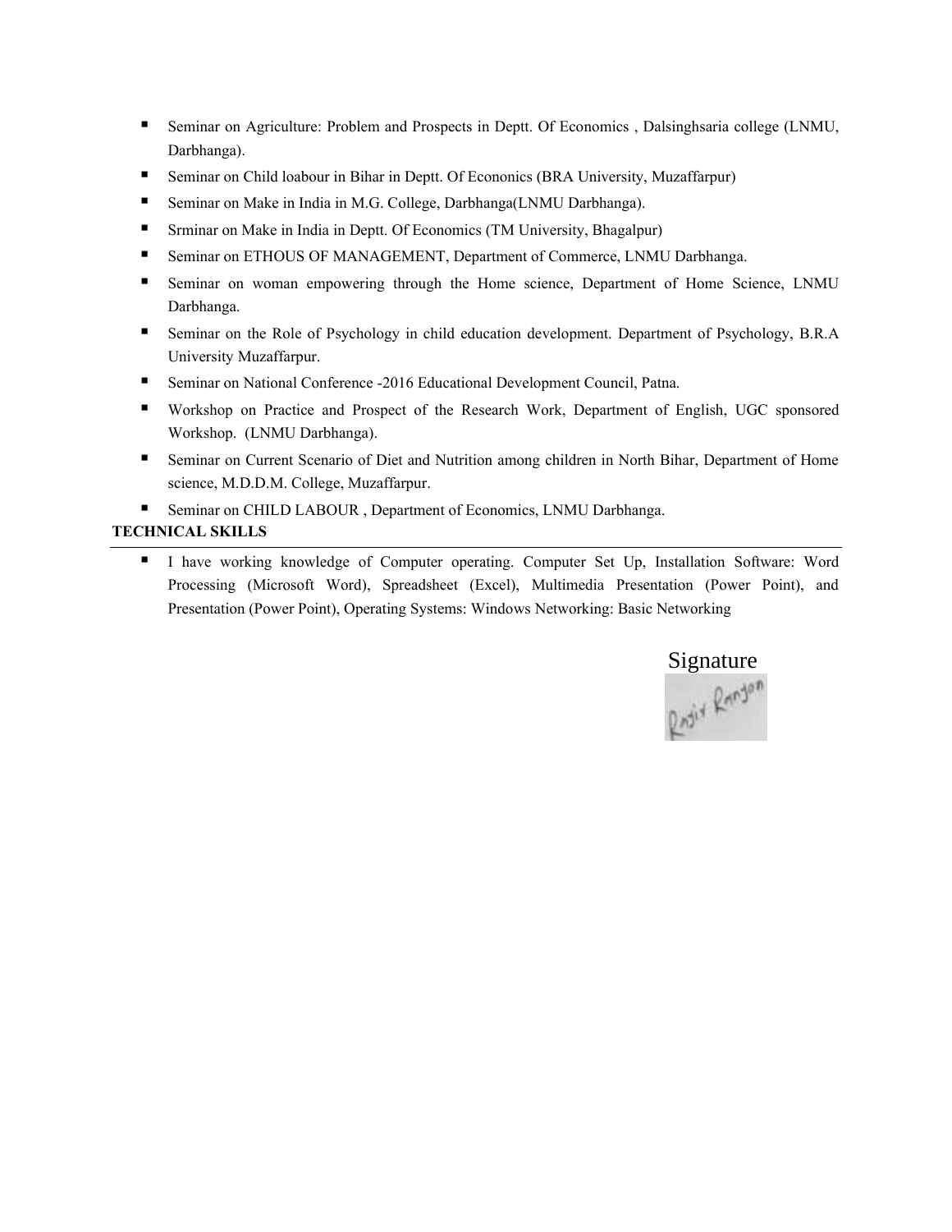- Seminar on Agriculture: Problem and Prospects in Deptt. Of Economics , Dalsinghsaria college (LNMU, Darbhanga).
- Seminar on Child loabour in Bihar in Deptt. Of Econonics (BRA University, Muzaffarpur)
- Seminar on Make in India in M.G. College, Darbhanga(LNMU Darbhanga).
- Srminar on Make in India in Deptt. Of Economics (TM University, Bhagalpur)
- Seminar on ETHOUS OF MANAGEMENT, Department of Commerce, LNMU Darbhanga.
- Seminar on woman empowering through the Home science, Department of Home Science, LNMU Darbhanga.
- Seminar on the Role of Psychology in child education development. Department of Psychology, B.R.A University Muzaffarpur.
- Seminar on National Conference -2016 Educational Development Council, Patna.
- Workshop on Practice and Prospect of the Research Work, Department of English, UGC sponsored Workshop. (LNMU Darbhanga).
- Seminar on Current Scenario of Diet and Nutrition among children in North Bihar, Department of Home science, M.D.D.M. College, Muzaffarpur.
- Seminar on CHILD LABOUR , Department of Economics, LNMU Darbhanga.

**TECHNICAL SKILLS**

- I have working knowledge of Computer operating. Computer Set Up, Installation Software: Word Processing (Microsoft Word), Spreadsheet (Excel), Multimedia Presentation (Power Point), and Presentation (Power Point), Operating Systems: Windows Networking: Basic Networking

Signature

Rajiv Ranjan